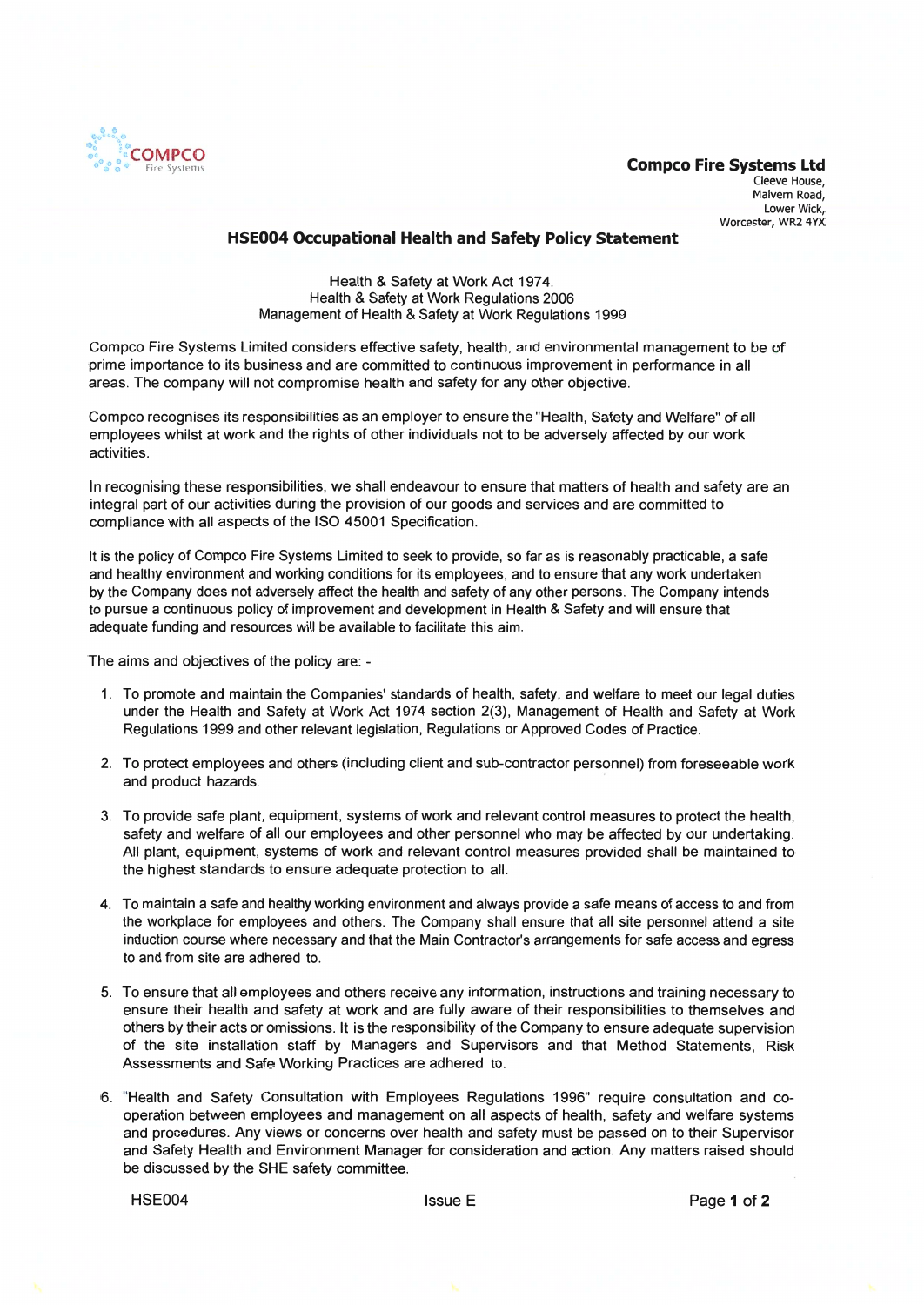**Compco Fire Systems Ltd**
Cleeve House,
Malvern Road,
Lower Wick,
Worcester, WR2 4YX

## HSE004 Occupational Health and Safety Policy Statement

Health & Safety at Work Act 1974.
Health & Safety at Work Regulations 2006
Management of Health & Safety at Work Regulations 1999

Compco Fire Systems Limited considers effective safety, health, and environmental management to be of prime importance to its business and are committed to continuous improvement in performance in all areas. The company will not compromise health and safety for any other objective.

Compco recognises its responsibilities as an employer to ensure the "Health, Safety and Welfare" of all employees whilst at work and the rights of other individuals not to be adversely affected by our work activities.

In recognising these responsibilities, we shall endeavour to ensure that matters of health and safety are an integral part of our activities during the provision of our goods and services and are committed to compliance with all aspects of the ISO 45001 Specification.

It is the policy of Compco Fire Systems Limited to seek to provide, so far as is reasonably practicable, a safe and healthy environment and working conditions for its employees, and to ensure that any work undertaken by the Company does not adversely affect the health and safety of any other persons. The Company intends to pursue a continuous policy of improvement and development in Health & Safety and will ensure that adequate funding and resources will be available to facilitate this aim.

The aims and objectives of the policy are: -

1. To promote and maintain the Companies' standards of health, safety, and welfare to meet our legal duties under the Health and Safety at Work Act 1974 section 2(3), Management of Health and Safety at Work Regulations 1999 and other relevant legislation, Regulations or Approved Codes of Practice.

2. To protect employees and others (including client and sub-contractor personnel) from foreseeable work and product hazards.

3. To provide safe plant, equipment, systems of work and relevant control measures to protect the health, safety and welfare of all our employees and other personnel who may be affected by our undertaking. All plant, equipment, systems of work and relevant control measures provided shall be maintained to the highest standards to ensure adequate protection to all.

4. To maintain a safe and healthy working environment and always provide a safe means of access to and from the workplace for employees and others. The Company shall ensure that all site personnel attend a site induction course where necessary and that the Main Contractor's arrangements for safe access and egress to and from site are adhered to.

5. To ensure that all employees and others receive any information, instructions and training necessary to ensure their health and safety at work and are fully aware of their responsibilities to themselves and others by their acts or omissions. It is the responsibility of the Company to ensure adequate supervision of the site installation staff by Managers and Supervisors and that Method Statements, Risk Assessments and Safe Working Practices are adhered to.

6. "Health and Safety Consultation with Employees Regulations 1996" require consultation and co-operation between employees and management on all aspects of health, safety and welfare systems and procedures. Any views or concerns over health and safety must be passed on to their Supervisor and Safety Health and Environment Manager for consideration and action. Any matters raised should be discussed by the SHE safety committee.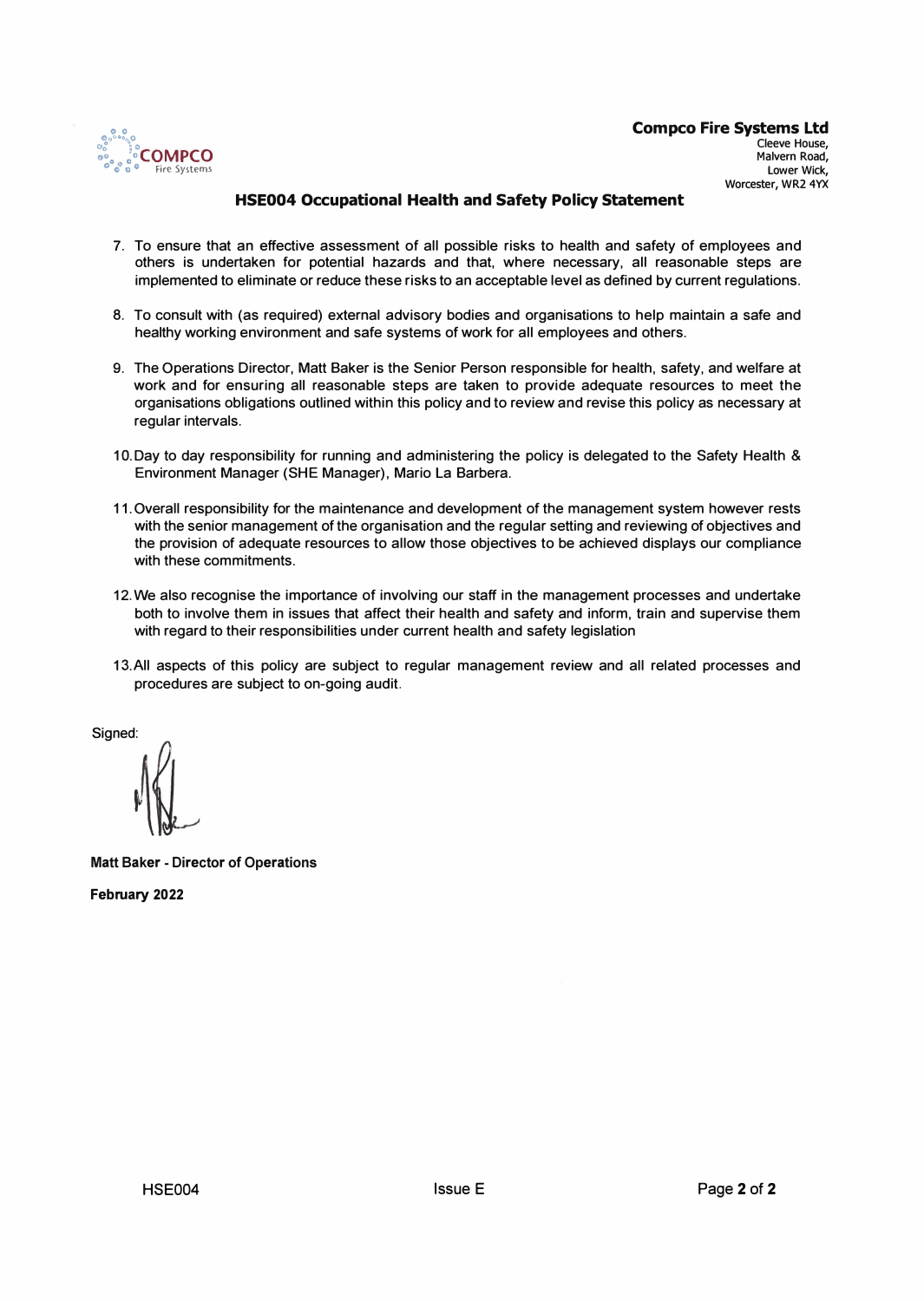**Compco Fire Systems Ltd**
Cleeve House,
Malvern Road,
Lower Wick,
Worcester, WR2 4YX

## HSE004 Occupational Health and Safety Policy Statement

7. To ensure that an effective assessment of all possible risks to health and safety of employees and others is undertaken for potential hazards and that, where necessary, all reasonable steps are implemented to eliminate or reduce these risks to an acceptable level as defined by current regulations.

8. To consult with (as required) external advisory bodies and organisations to help maintain a safe and healthy working environment and safe systems of work for all employees and others.

9. The Operations Director, Matt Baker is the Senior Person responsible for health, safety, and welfare at work and for ensuring all reasonable steps are taken to provide adequate resources to meet the organisations obligations outlined within this policy and to review and revise this policy as necessary at regular intervals.

10. Day to day responsibility for running and administering the policy is delegated to the Safety Health & Environment Manager (SHE Manager), Mario La Barbera.

11. Overall responsibility for the maintenance and development of the management system however rests with the senior management of the organisation and the regular setting and reviewing of objectives and the provision of adequate resources to allow those objectives to be achieved displays our compliance with these commitments.

12. We also recognise the importance of involving our staff in the management processes and undertake both to involve them in issues that affect their health and safety and inform, train and supervise them with regard to their responsibilities under current health and safety legislation

13. All aspects of this policy are subject to regular management review and all related processes and procedures are subject to on-going audit.

Signed:

**Matt Baker - Director of Operations**

**February 2022**